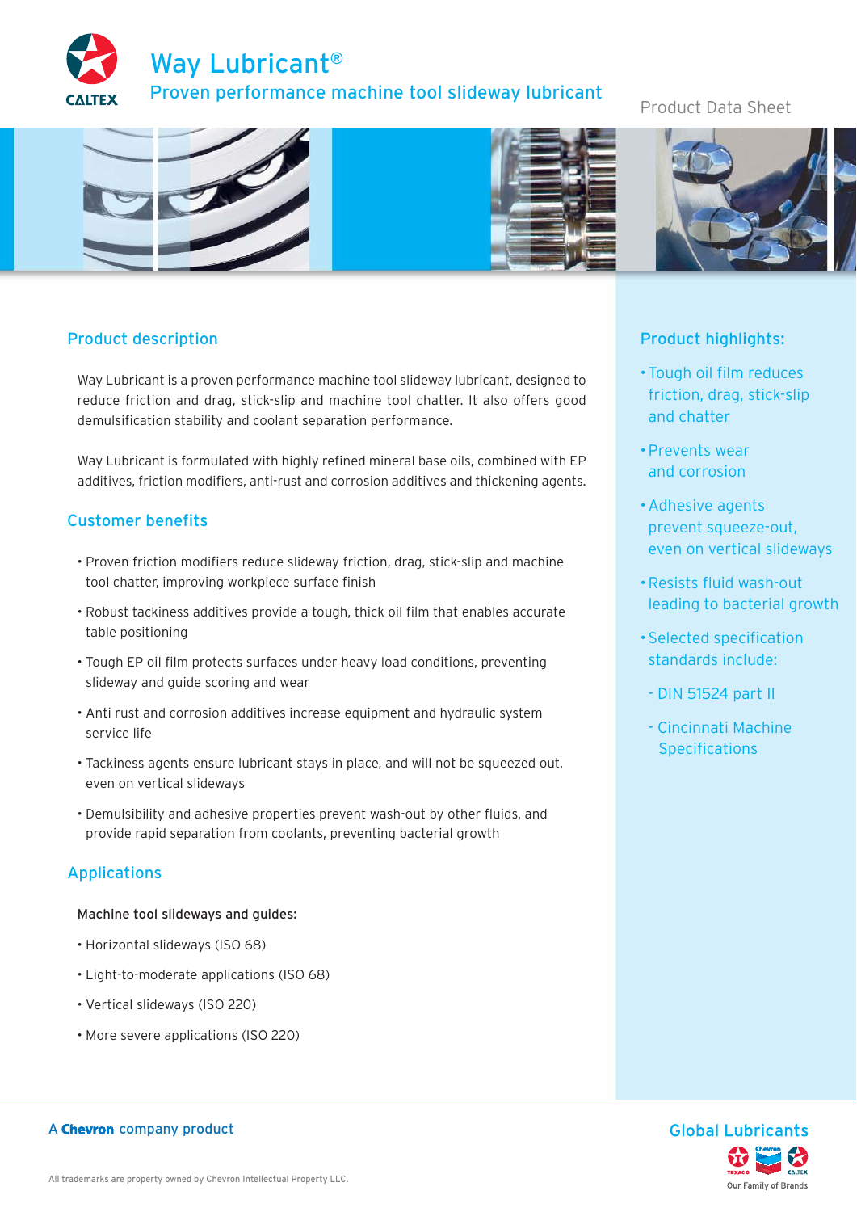# Way Lubricant®

## Proven performance machine tool slideway lubricant

Product Data Sheet

## Product description

Way Lubricant is a proven performance machine tool slideway lubricant, designed to reduce friction and drag, stick-slip and machine tool chatter. It also offers good demulsification stability and coolant separation performance.

Way Lubricant is formulated with highly refined mineral base oils, combined with EP additives, friction modifiers, anti-rust and corrosion additives and thickening agents.

## Customer benefits

- Proven friction modifiers reduce slideway friction, drag, stick-slip and machine tool chatter, improving workpiece surface finish
- Robust tackiness additives provide a tough, thick oil film that enables accurate table positioning
- Tough EP oil film protects surfaces under heavy load conditions, preventing slideway and guide scoring and wear
- Anti rust and corrosion additives increase equipment and hydraulic system service life
- Tackiness agents ensure lubricant stays in place, and will not be squeezed out, even on vertical slideways
- Demulsibility and adhesive properties prevent wash-out by other fluids, and provide rapid separation from coolants, preventing bacterial growth

## Applications

Machine tool slideways and guides:

- Horizontal slideways (ISO 68)
- Light-to-moderate applications (ISO 68)
- Vertical slideways (ISO 220)
- More severe applications (ISO 220)

## Product highlights:

- Tough oil film reduces friction, drag, stick-slip and chatter
- Prevents wear and corrosion
- Adhesive agents prevent squeeze-out, even on vertical slideways
- Resists fluid wash-out leading to bacterial growth
- Selected specification standards include:
  - DIN 51524 part II
  - Cincinnati Machine Specifications

A **Chevron** company product

Global Lubricants

Our Family of Brands

All trademarks are property owned by Chevron Intellectual Property LLC.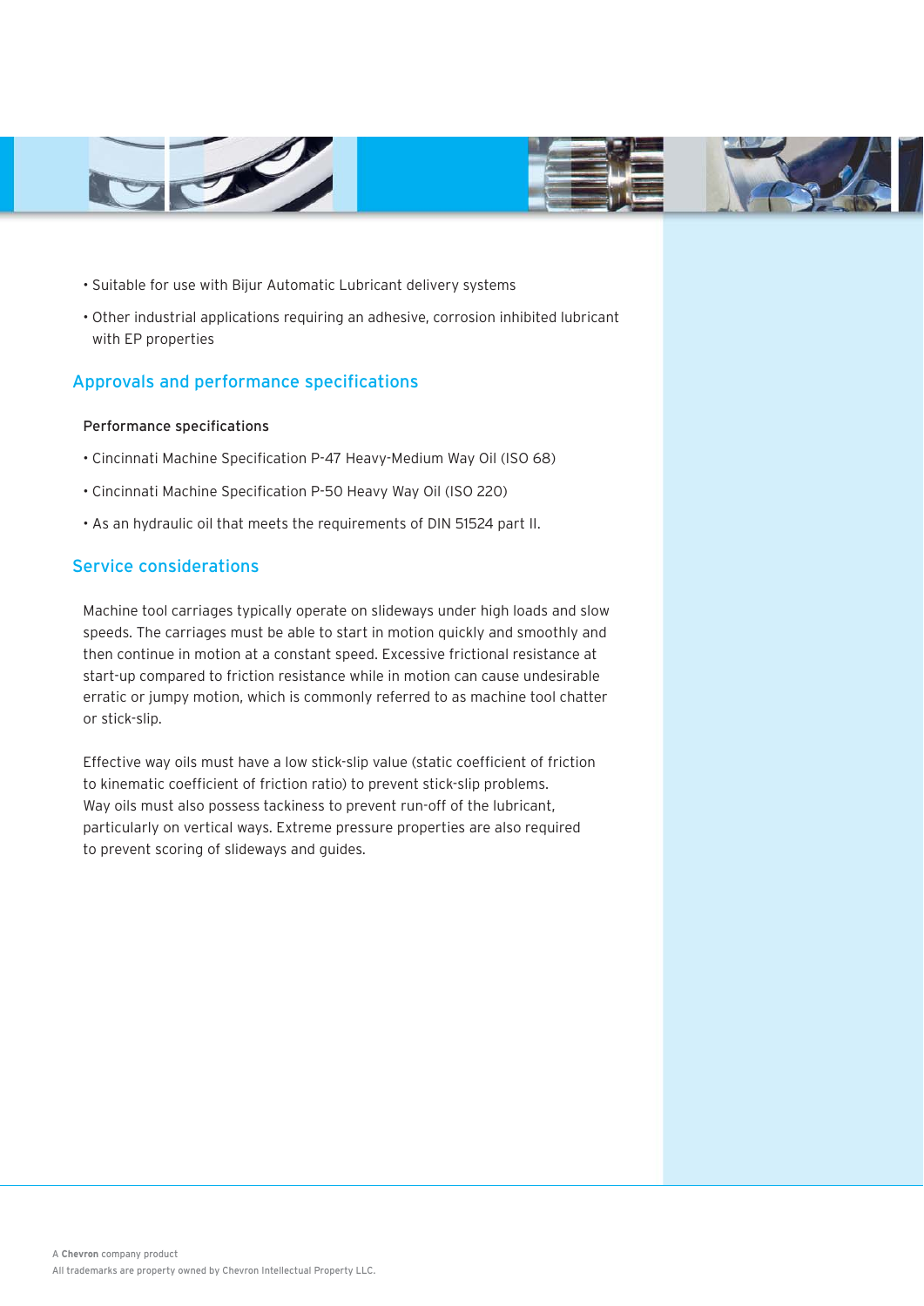- Suitable for use with Bijur Automatic Lubricant delivery systems
- Other industrial applications requiring an adhesive, corrosion inhibited lubricant with EP properties

## Approvals and performance specifications

### Performance specifications

- Cincinnati Machine Specification P-47 Heavy-Medium Way Oil (ISO 68)
- Cincinnati Machine Specification P-50 Heavy Way Oil (ISO 220)
- As an hydraulic oil that meets the requirements of DIN 51524 part II.

## Service considerations

Machine tool carriages typically operate on slideways under high loads and slow speeds. The carriages must be able to start in motion quickly and smoothly and then continue in motion at a constant speed. Excessive frictional resistance at start-up compared to friction resistance while in motion can cause undesirable erratic or jumpy motion, which is commonly referred to as machine tool chatter or stick-slip.

Effective way oils must have a low stick-slip value (static coefficient of friction to kinematic coefficient of friction ratio) to prevent stick-slip problems. Way oils must also possess tackiness to prevent run-off of the lubricant, particularly on vertical ways. Extreme pressure properties are also required to prevent scoring of slideways and guides.

A **Chevron** company product

All trademarks are property owned by Chevron Intellectual Property LLC.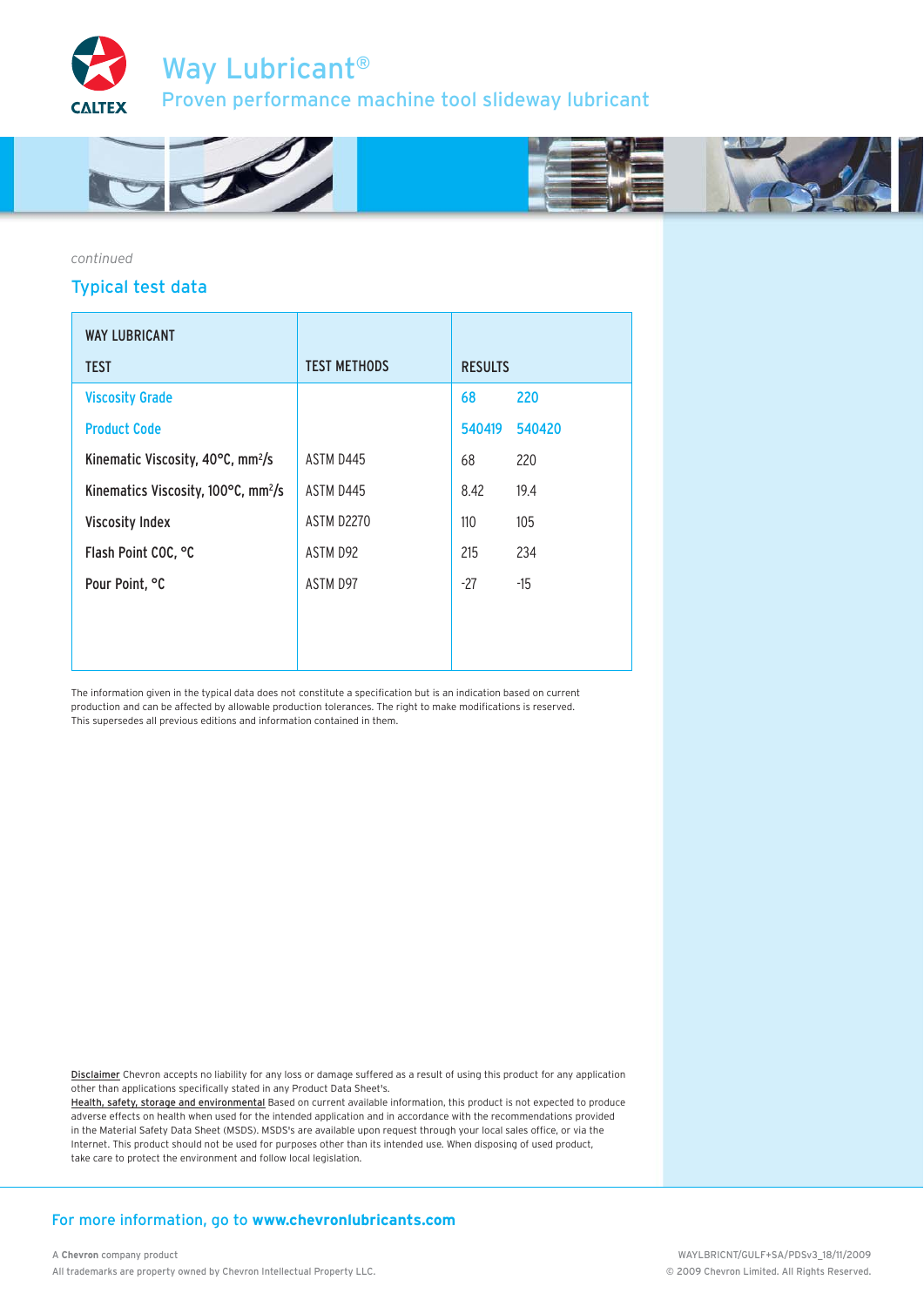# Way Lubricant®

## Proven performance machine tool slideway lubricant

*continued*

## Typical test data

| WAY LUBRICANT<br>TEST | TEST METHODS | RESULTS | |
|---|---|---|---|
| Viscosity Grade | | 68 | 220 |
| Product Code | | 540419 | 540420 |
| Kinematic Viscosity, 40°C, $mm^2/s$ | ASTM D445 | 68 | 220 |
| Kinematics Viscosity, 100°C, $mm^2/s$ | ASTM D445 | 8.42 | 19.4 |
| Viscosity Index | ASTM D2270 | 110 | 105 |
| Flash Point COC, °C | ASTM D92 | 215 | 234 |
| Pour Point, °C | ASTM D97 | -27 | -15 |

The information given in the typical data does not constitute a specification but is an indication based on current production and can be affected by allowable production tolerances. The right to make modifications is reserved. This supersedes all previous editions and information contained in them.

Disclaimer Chevron accepts no liability for any loss or damage suffered as a result of using this product for any application other than applications specifically stated in any Product Data Sheet's.

Health, safety, storage and environmental Based on current available information, this product is not expected to produce adverse effects on health when used for the intended application and in accordance with the recommendations provided in the Material Safety Data Sheet (MSDS). MSDS's are available upon request through your local sales office, or via the Internet. This product should not be used for purposes other than its intended use. When disposing of used product, take care to protect the environment and follow local legislation.

For more information, go to **www.chevronlubricants.com**

A **Chevron** company product

All trademarks are property owned by Chevron Intellectual Property LLC.

WAYLBRICNT/GULF+SA/PDSv3_18/11/2009

© 2009 Chevron Limited. All Rights Reserved.